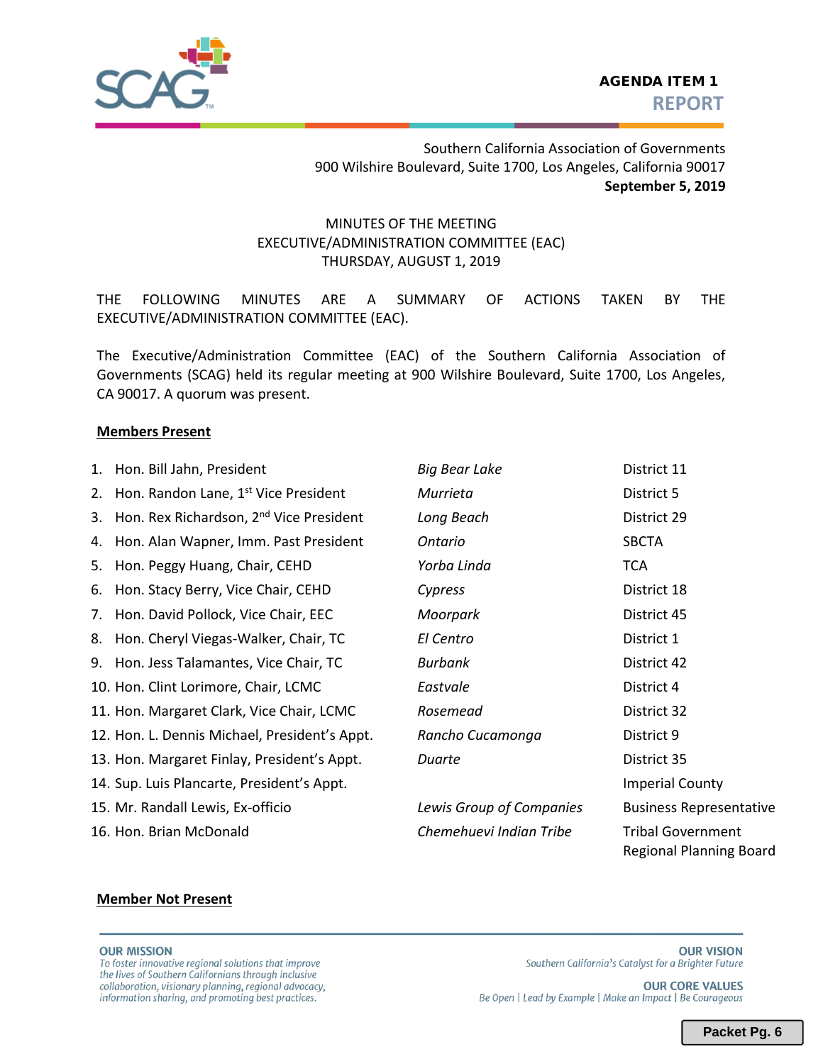**AGENDA ITEM 1**
**REPORT**

Southern California Association of Governments
900 Wilshire Boulevard, Suite 1700, Los Angeles, California 90017
**September 5, 2019**

MINUTES OF THE MEETING
EXECUTIVE/ADMINISTRATION COMMITTEE (EAC)
THURSDAY, AUGUST 1, 2019

THE FOLLOWING MINUTES ARE A SUMMARY OF ACTIONS TAKEN BY THE EXECUTIVE/ADMINISTRATION COMMITTEE (EAC).

The Executive/Administration Committee (EAC) of the Southern California Association of Governments (SCAG) held its regular meeting at 900 Wilshire Boulevard, Suite 1700, Los Angeles, CA 90017. A quorum was present.

**Members Present**

| | | |
|---|---|---|
| 1. Hon. Bill Jahn, President | *Big Bear Lake* | District 11 |
| 2. Hon. Randon Lane, 1st Vice President | *Murrieta* | District 5 |
| 3. Hon. Rex Richardson, 2nd Vice President | *Long Beach* | District 29 |
| 4. Hon. Alan Wapner, Imm. Past President | *Ontario* | SBCTA |
| 5. Hon. Peggy Huang, Chair, CEHD | *Yorba Linda* | TCA |
| 6. Hon. Stacy Berry, Vice Chair, CEHD | *Cypress* | District 18 |
| 7. Hon. David Pollock, Vice Chair, EEC | *Moorpark* | District 45 |
| 8. Hon. Cheryl Viegas-Walker, Chair, TC | *El Centro* | District 1 |
| 9. Hon. Jess Talamantes, Vice Chair, TC | *Burbank* | District 42 |
| 10. Hon. Clint Lorimore, Chair, LCMC | *Eastvale* | District 4 |
| 11. Hon. Margaret Clark, Vice Chair, LCMC | *Rosemead* | District 32 |
| 12. Hon. L. Dennis Michael, President's Appt. | *Rancho Cucamonga* | District 9 |
| 13. Hon. Margaret Finlay, President's Appt. | *Duarte* | District 35 |
| 14. Sup. Luis Plancarte, President's Appt. | | Imperial County |
| 15. Mr. Randall Lewis, Ex-officio | *Lewis Group of Companies* | Business Representative |
| 16. Hon. Brian McDonald | *Chemehuevi Indian Tribe* | Tribal Government Regional Planning Board |

**Member Not Present**

OUR MISSION
*To foster innovative regional solutions that improve the lives of Southern Californians through inclusive collaboration, visionary planning, regional advocacy, information sharing, and promoting best practices.*

OUR VISION
*Southern California's Catalyst for a Brighter Future*

OUR CORE VALUES
*Be Open | Lead by Example | Make an Impact | Be Courageous*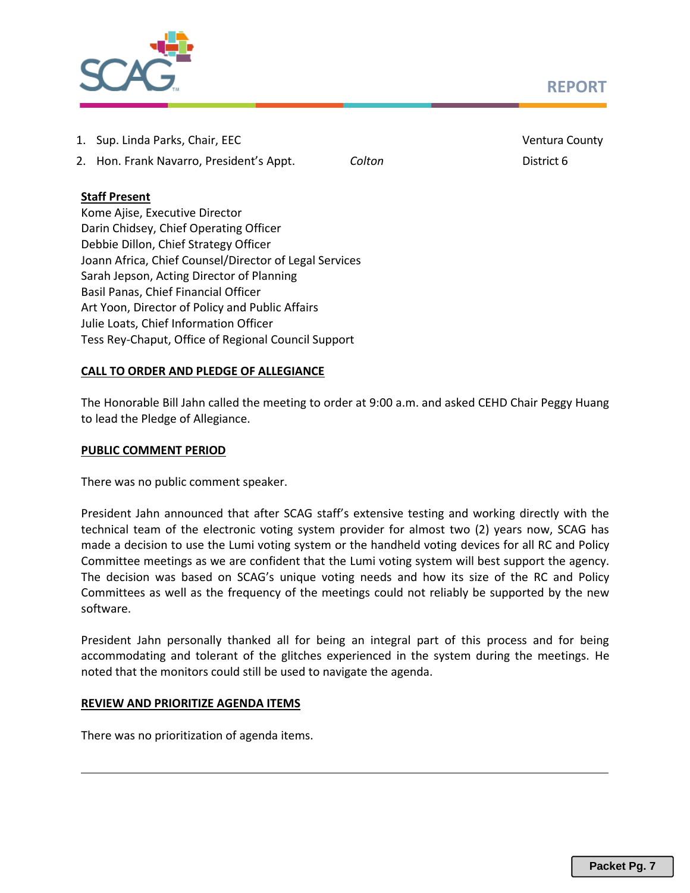| | | | |
|---|---|---|---|
| 1. | Sup. Linda Parks, Chair, EEC | | Ventura County |
| 2. | Hon. Frank Navarro, President's Appt. | *Colton* | District 6 |

**Staff Present**

Kome Ajise, Executive Director
Darin Chidsey, Chief Operating Officer
Debbie Dillon, Chief Strategy Officer
Joann Africa, Chief Counsel/Director of Legal Services
Sarah Jepson, Acting Director of Planning
Basil Panas, Chief Financial Officer
Art Yoon, Director of Policy and Public Affairs
Julie Loats, Chief Information Officer
Tess Rey-Chaput, Office of Regional Council Support

**CALL TO ORDER AND PLEDGE OF ALLEGIANCE**

The Honorable Bill Jahn called the meeting to order at 9:00 a.m. and asked CEHD Chair Peggy Huang to lead the Pledge of Allegiance.

**PUBLIC COMMENT PERIOD**

There was no public comment speaker.

President Jahn announced that after SCAG staff's extensive testing and working directly with the technical team of the electronic voting system provider for almost two (2) years now, SCAG has made a decision to use the Lumi voting system or the handheld voting devices for all RC and Policy Committee meetings as we are confident that the Lumi voting system will best support the agency. The decision was based on SCAG's unique voting needs and how its size of the RC and Policy Committees as well as the frequency of the meetings could not reliably be supported by the new software.

President Jahn personally thanked all for being an integral part of this process and for being accommodating and tolerant of the glitches experienced in the system during the meetings. He noted that the monitors could still be used to navigate the agenda.

**REVIEW AND PRIORITIZE AGENDA ITEMS**

There was no prioritization of agenda items.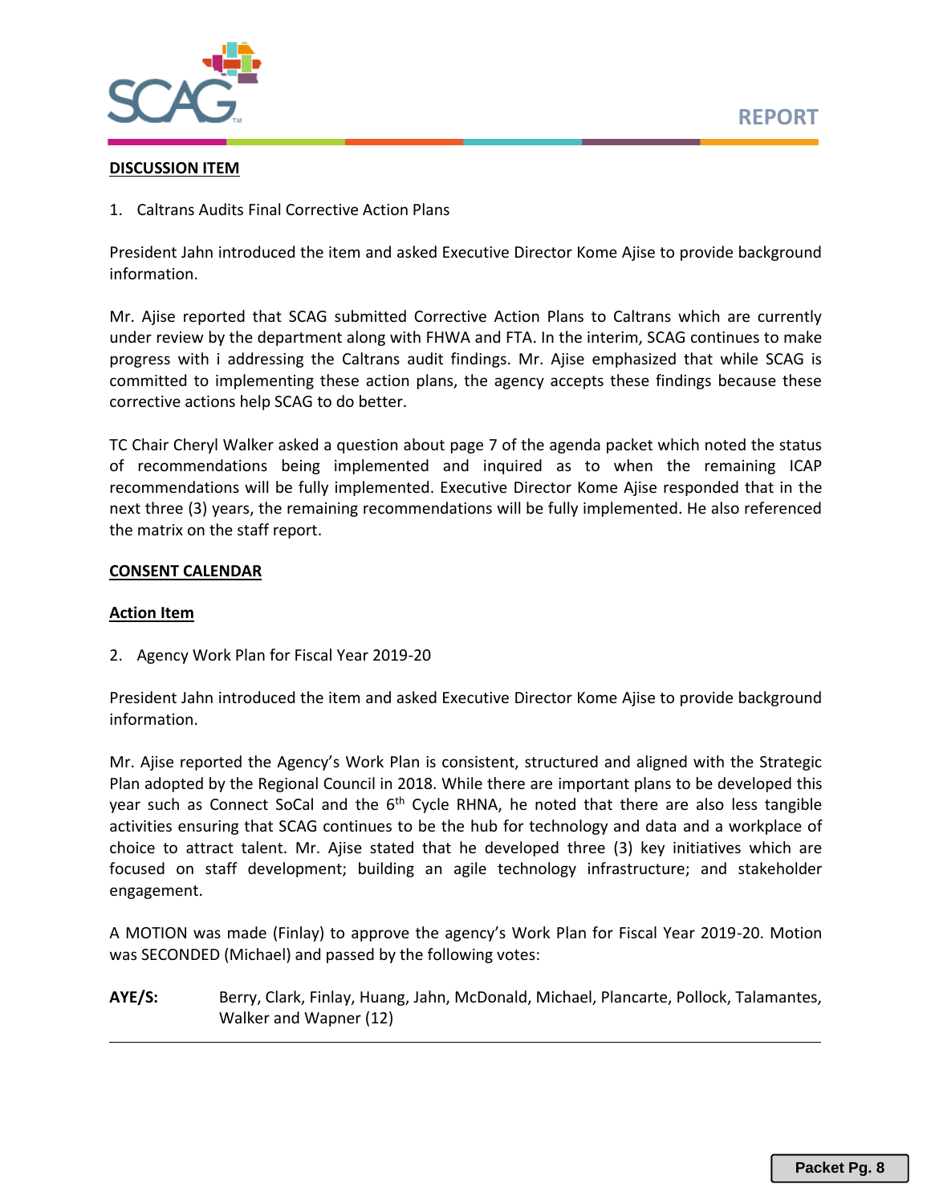**DISCUSSION ITEM**

1. Caltrans Audits Final Corrective Action Plans

President Jahn introduced the item and asked Executive Director Kome Ajise to provide background information.

Mr. Ajise reported that SCAG submitted Corrective Action Plans to Caltrans which are currently under review by the department along with FHWA and FTA. In the interim, SCAG continues to make progress with i addressing the Caltrans audit findings. Mr. Ajise emphasized that while SCAG is committed to implementing these action plans, the agency accepts these findings because these corrective actions help SCAG to do better.

TC Chair Cheryl Walker asked a question about page 7 of the agenda packet which noted the status of recommendations being implemented and inquired as to when the remaining ICAP recommendations will be fully implemented. Executive Director Kome Ajise responded that in the next three (3) years, the remaining recommendations will be fully implemented. He also referenced the matrix on the staff report.

**CONSENT CALENDAR**

**Action Item**

2. Agency Work Plan for Fiscal Year 2019-20

President Jahn introduced the item and asked Executive Director Kome Ajise to provide background information.

Mr. Ajise reported the Agency's Work Plan is consistent, structured and aligned with the Strategic Plan adopted by the Regional Council in 2018. While there are important plans to be developed this year such as Connect SoCal and the 6th Cycle RHNA, he noted that there are also less tangible activities ensuring that SCAG continues to be the hub for technology and data and a workplace of choice to attract talent. Mr. Ajise stated that he developed three (3) key initiatives which are focused on staff development; building an agile technology infrastructure; and stakeholder engagement.

A MOTION was made (Finlay) to approve the agency's Work Plan for Fiscal Year 2019-20. Motion was SECONDED (Michael) and passed by the following votes:

**AYE/S:** Berry, Clark, Finlay, Huang, Jahn, McDonald, Michael, Plancarte, Pollock, Talamantes, Walker and Wapner (12)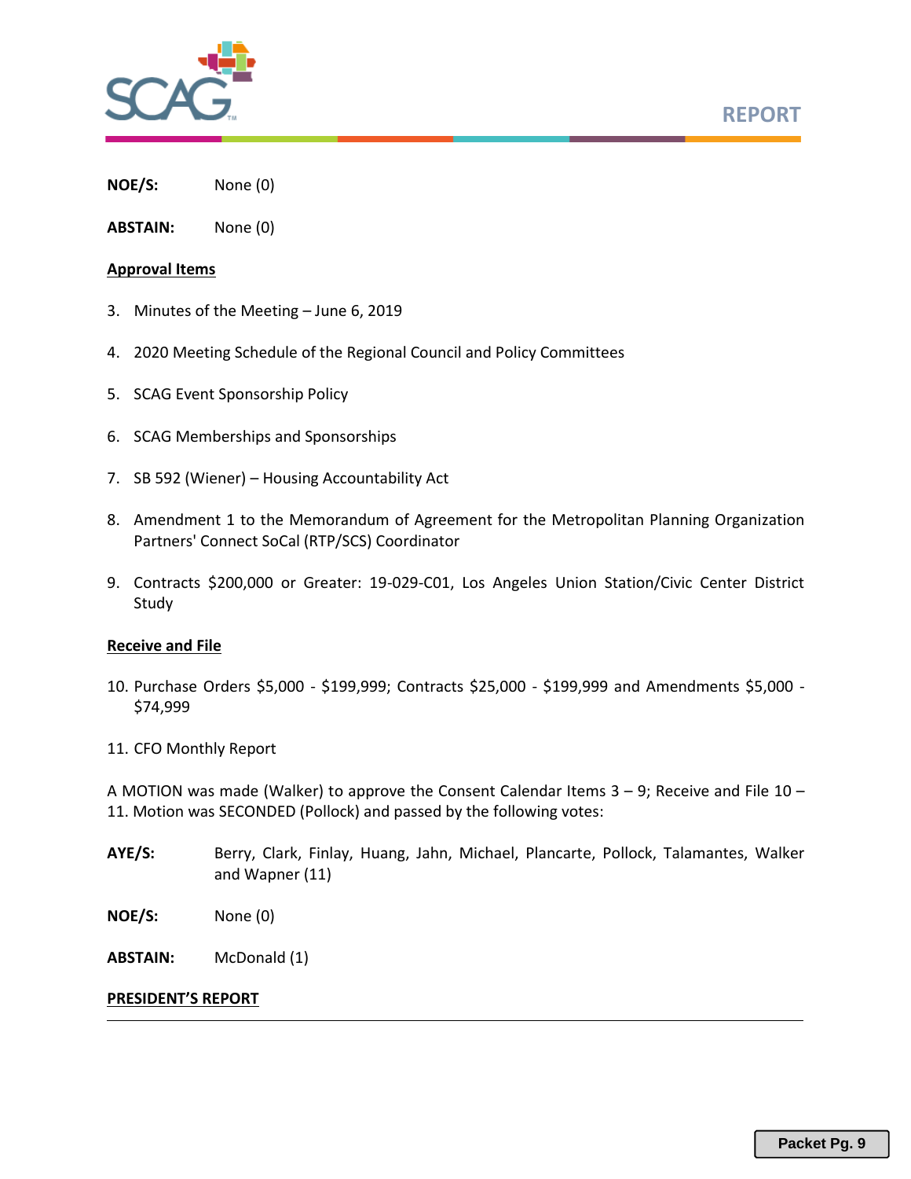**NOE/S:** None (0)

**ABSTAIN:** None (0)

**Approval Items**

3. Minutes of the Meeting – June 6, 2019

4. 2020 Meeting Schedule of the Regional Council and Policy Committees

5. SCAG Event Sponsorship Policy

6. SCAG Memberships and Sponsorships

7. SB 592 (Wiener) – Housing Accountability Act

8. Amendment 1 to the Memorandum of Agreement for the Metropolitan Planning Organization Partners' Connect SoCal (RTP/SCS) Coordinator

9. Contracts $200,000 or Greater: 19-029-C01, Los Angeles Union Station/Civic Center District Study

**Receive and File**

10. Purchase Orders $5,000 - $199,999; Contracts $25,000 - $199,999 and Amendments $5,000 - $74,999

11. CFO Monthly Report

A MOTION was made (Walker) to approve the Consent Calendar Items 3 – 9; Receive and File 10 – 11. Motion was SECONDED (Pollock) and passed by the following votes:

**AYE/S:** Berry, Clark, Finlay, Huang, Jahn, Michael, Plancarte, Pollock, Talamantes, Walker and Wapner (11)

**NOE/S:** None (0)

**ABSTAIN:** McDonald (1)

**PRESIDENT'S REPORT**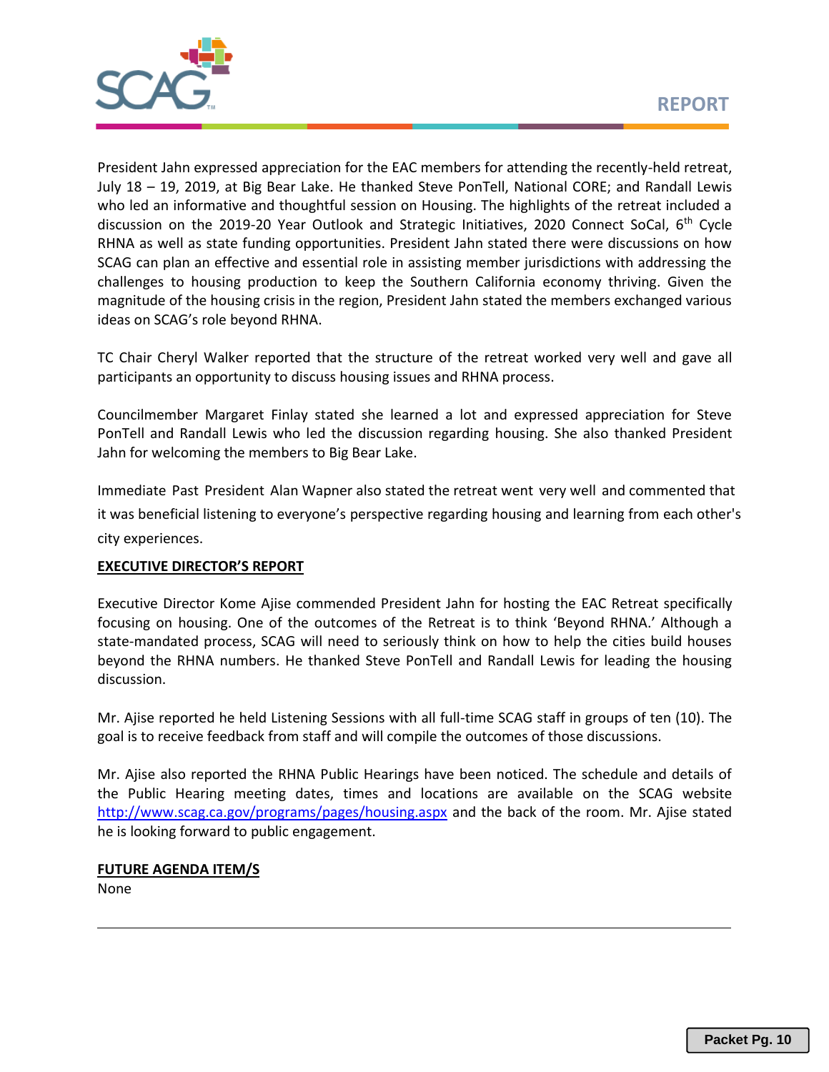President Jahn expressed appreciation for the EAC members for attending the recently-held retreat, July 18 – 19, 2019, at Big Bear Lake. He thanked Steve PonTell, National CORE; and Randall Lewis who led an informative and thoughtful session on Housing. The highlights of the retreat included a discussion on the 2019-20 Year Outlook and Strategic Initiatives, 2020 Connect SoCal, 6th Cycle RHNA as well as state funding opportunities. President Jahn stated there were discussions on how SCAG can plan an effective and essential role in assisting member jurisdictions with addressing the challenges to housing production to keep the Southern California economy thriving. Given the magnitude of the housing crisis in the region, President Jahn stated the members exchanged various ideas on SCAG's role beyond RHNA.

TC Chair Cheryl Walker reported that the structure of the retreat worked very well and gave all participants an opportunity to discuss housing issues and RHNA process.

Councilmember Margaret Finlay stated she learned a lot and expressed appreciation for Steve PonTell and Randall Lewis who led the discussion regarding housing. She also thanked President Jahn for welcoming the members to Big Bear Lake.

Immediate Past President Alan Wapner also stated the retreat went very well and commented that it was beneficial listening to everyone's perspective regarding housing and learning from each other's city experiences.

**EXECUTIVE DIRECTOR'S REPORT**

Executive Director Kome Ajise commended President Jahn for hosting the EAC Retreat specifically focusing on housing. One of the outcomes of the Retreat is to think 'Beyond RHNA.' Although a state-mandated process, SCAG will need to seriously think on how to help the cities build houses beyond the RHNA numbers. He thanked Steve PonTell and Randall Lewis for leading the housing discussion.

Mr. Ajise reported he held Listening Sessions with all full-time SCAG staff in groups of ten (10). The goal is to receive feedback from staff and will compile the outcomes of those discussions.

Mr. Ajise also reported the RHNA Public Hearings have been noticed. The schedule and details of the Public Hearing meeting dates, times and locations are available on the SCAG website http://www.scag.ca.gov/programs/pages/housing.aspx and the back of the room. Mr. Ajise stated he is looking forward to public engagement.

**FUTURE AGENDA ITEM/S**

None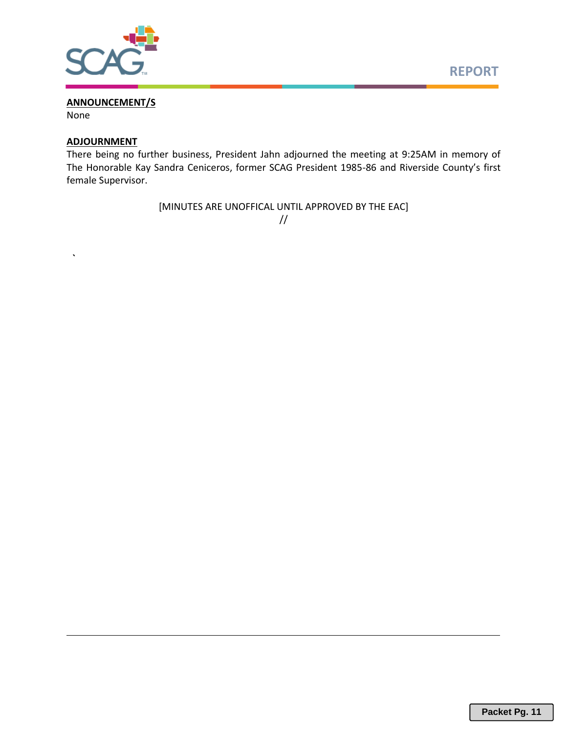**ANNOUNCEMENT/S**

None

**ADJOURNMENT**

There being no further business, President Jahn adjourned the meeting at 9:25AM in memory of The Honorable Kay Sandra Ceniceros, former SCAG President 1985-86 and Riverside County's first female Supervisor.

[MINUTES ARE UNOFFICAL UNTIL APPROVED BY THE EAC]

//

`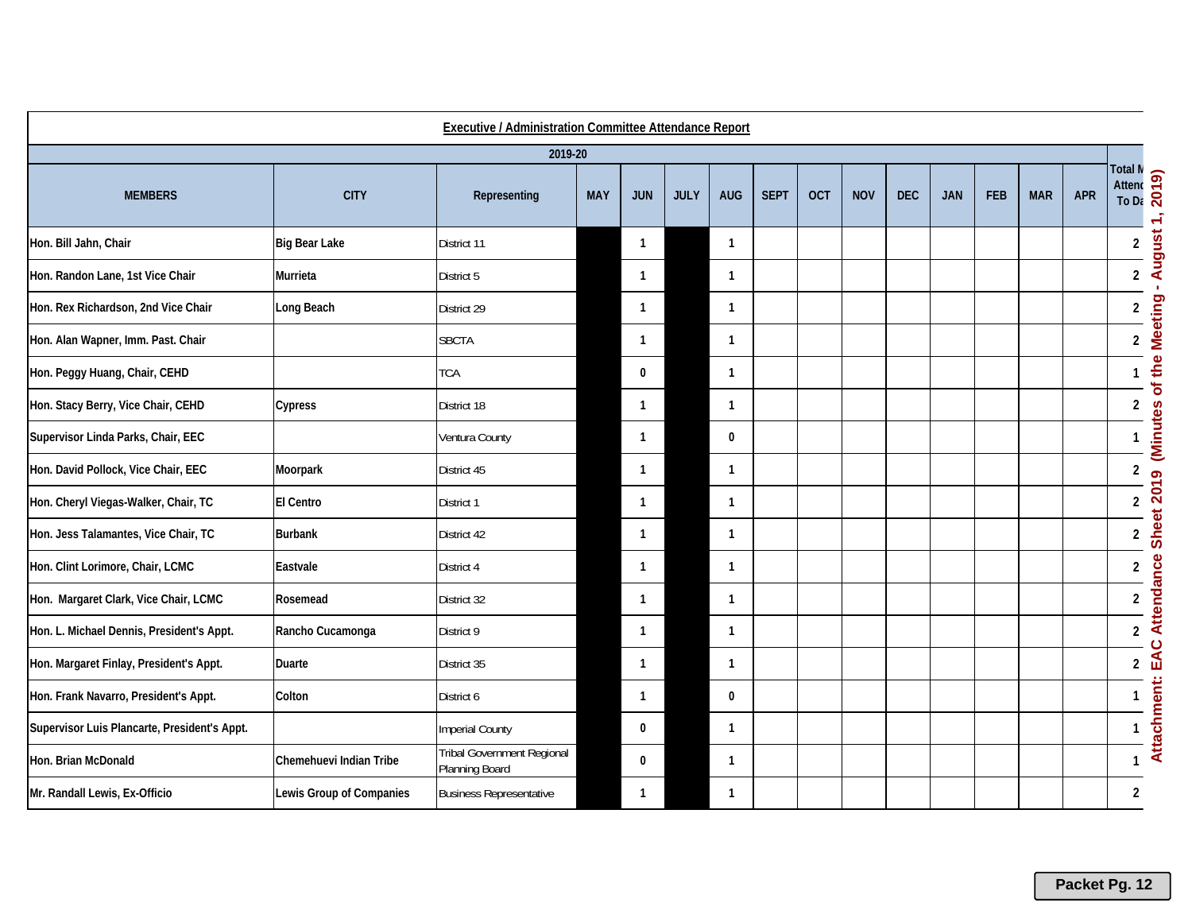## Executive / Administration Committee Attendance Report

| MEMBERS | CITY | Representing | 2019-20 MAY | JUN | JULY | AUG | SEPT | OCT | NOV | DEC | JAN | FEB | MAR | APR | Total M Attend To Da |
|---|---|---|---|---|---|---|---|---|---|---|---|---|---|---|---|
| Hon. Bill Jahn, Chair | Big Bear Lake | District 11 | | 1 | | 1 | | | | | | | | | 2 |
| Hon. Randon Lane, 1st Vice Chair | Murrieta | District 5 | | 1 | | 1 | | | | | | | | | 2 |
| Hon. Rex Richardson, 2nd Vice Chair | Long Beach | District 29 | | 1 | | 1 | | | | | | | | | 2 |
| Hon. Alan Wapner, Imm. Past. Chair | | SBCTA | | 1 | | 1 | | | | | | | | | 2 |
| Hon. Peggy Huang, Chair, CEHD | | TCA | | 0 | | 1 | | | | | | | | | 1 |
| Hon. Stacy Berry, Vice Chair, CEHD | Cypress | District 18 | | 1 | | 1 | | | | | | | | | 2 |
| Supervisor Linda Parks, Chair, EEC | | Ventura County | | 1 | | 0 | | | | | | | | | 1 |
| Hon. David Pollock, Vice Chair, EEC | Moorpark | District 45 | | 1 | | 1 | | | | | | | | | 2 |
| Hon. Cheryl Viegas-Walker, Chair, TC | El Centro | District 1 | | 1 | | 1 | | | | | | | | | 2 |
| Hon. Jess Talamantes, Vice Chair, TC | Burbank | District 42 | | 1 | | 1 | | | | | | | | | 2 |
| Hon. Clint Lorimore, Chair, LCMC | Eastvale | District 4 | | 1 | | 1 | | | | | | | | | 2 |
| Hon. Margaret Clark, Vice Chair, LCMC | Rosemead | District 32 | | 1 | | 1 | | | | | | | | | 2 |
| Hon. L. Michael Dennis, President's Appt. | Rancho Cucamonga | District 9 | | 1 | | 1 | | | | | | | | | 2 |
| Hon. Margaret Finlay, President's Appt. | Duarte | District 35 | | 1 | | 1 | | | | | | | | | 2 |
| Hon. Frank Navarro, President's Appt. | Colton | District 6 | | 1 | | 0 | | | | | | | | | 1 |
| Supervisor Luis Plancarte, President's Appt. | | Imperial County | | 0 | | 1 | | | | | | | | | 1 |
| Hon. Brian McDonald | Chemehuevi Indian Tribe | Tribal Government Regional Planning Board | | 0 | | 1 | | | | | | | | | 1 |
| Mr. Randall Lewis, Ex-Officio | Lewis Group of Companies | Business Representative | | 1 | | 1 | | | | | | | | | 2 |

Attachment: EAC Attendance Sheet 2019 (Minutes of the Meeting - August 1, 2019)